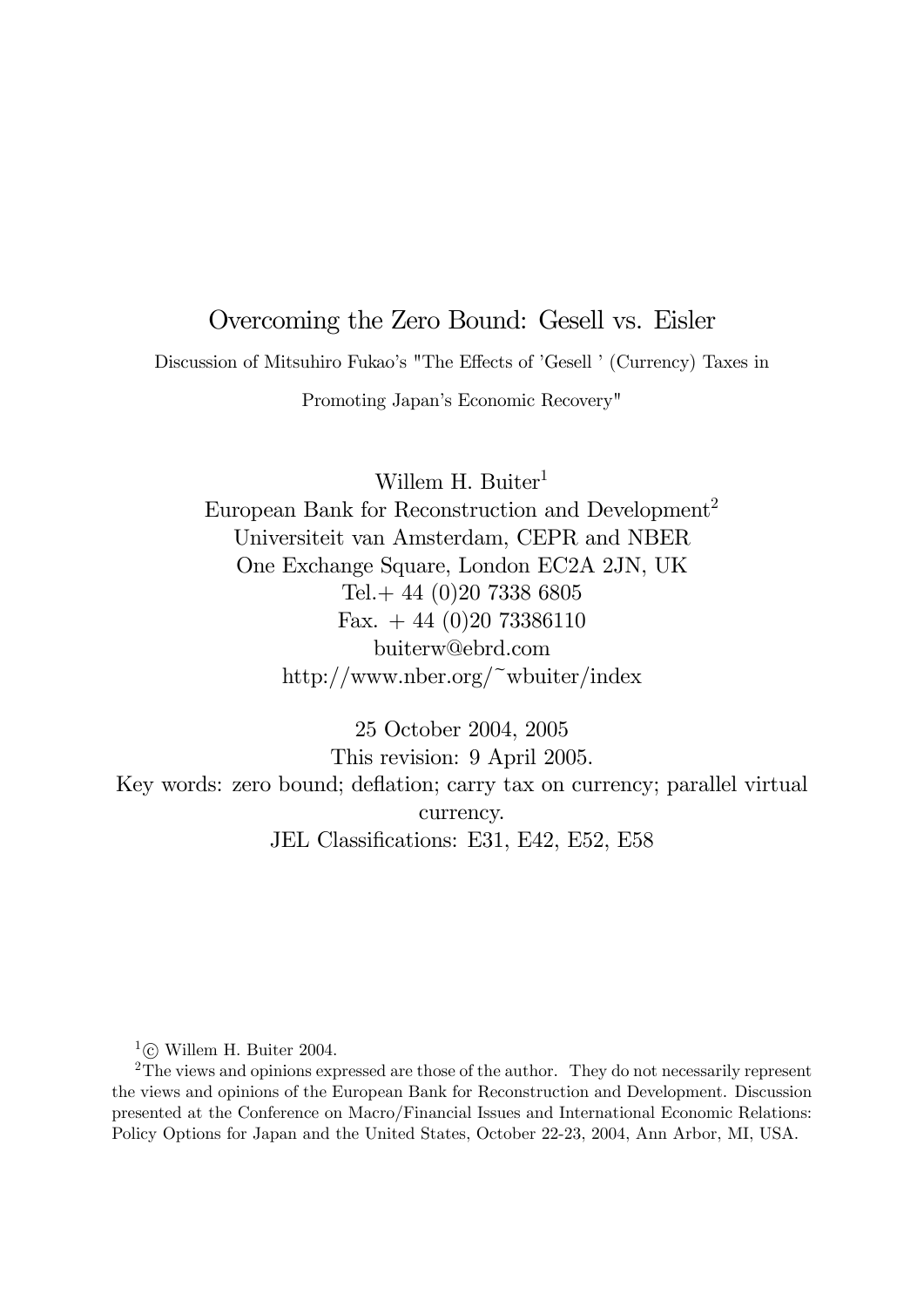# Overcoming the Zero Bound: Gesell vs. Eisler

Discussion of Mitsuhiro Fukao's "The Effects of 'Gesell ' (Currency) Taxes in Promoting Japan's Economic Recovery"

Willem H. Buiter[1]
European Bank for Reconstruction and Development[2]
Universiteit van Amsterdam, CEPR and NBER
One Exchange Square, London EC2A 2JN, UK
Tel.+ 44 (0)20 7338 6805
Fax. + 44 (0)20 73386110
buiterw@ebrd.com
http://www.nber.org/~wbuiter/index

25 October 2004, 2005
This revision: 9 April 2005.
Key words: zero bound; deflation; carry tax on currency; parallel virtual currency.
JEL Classifications: E31, E42, E52, E58

[1] © Willem H. Buiter 2004.

[2] The views and opinions expressed are those of the author. They do not necessarily represent the views and opinions of the European Bank for Reconstruction and Development. Discussion presented at the Conference on Macro/Financial Issues and International Economic Relations: Policy Options for Japan and the United States, October 22-23, 2004, Ann Arbor, MI, USA.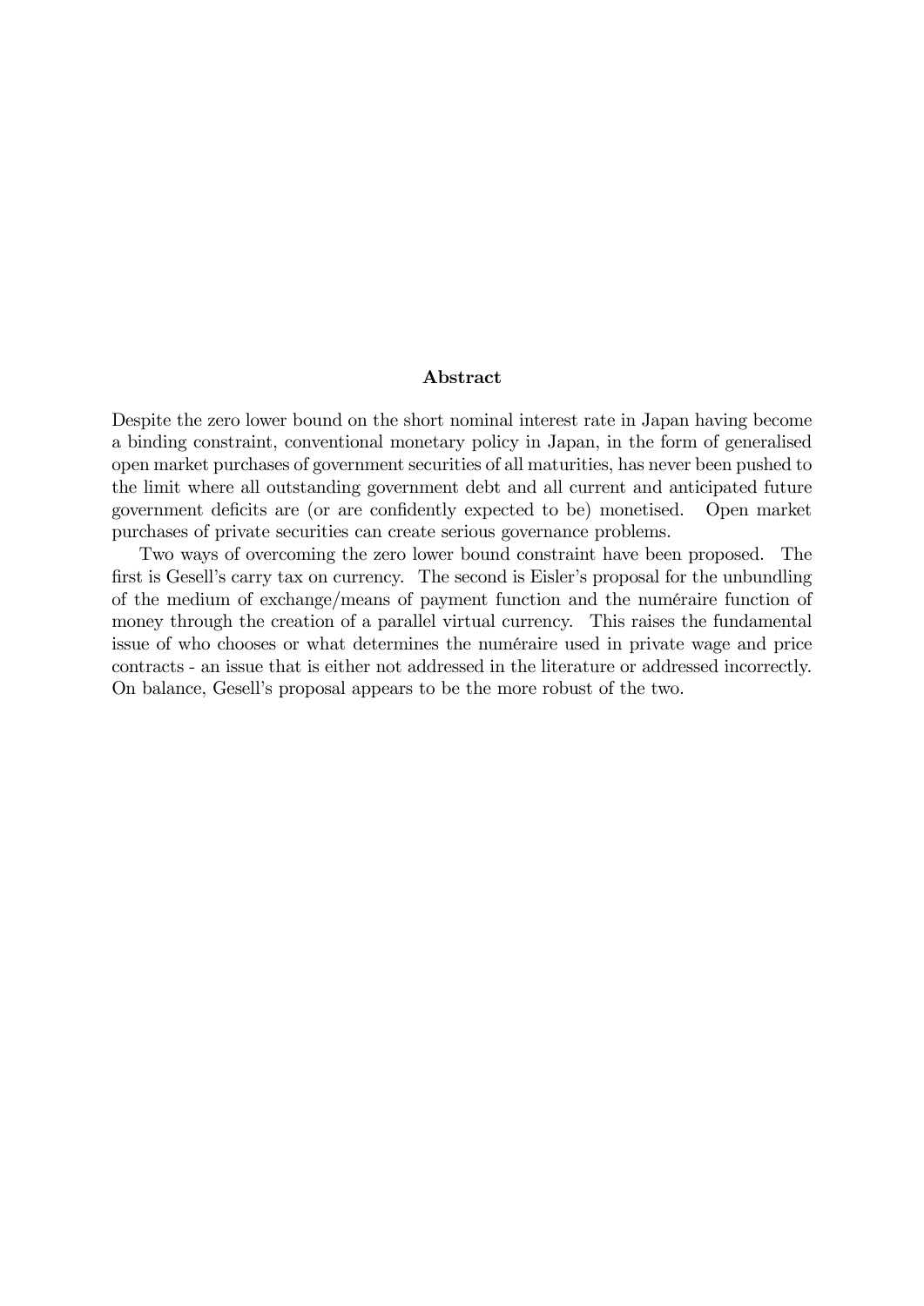## Abstract

Despite the zero lower bound on the short nominal interest rate in Japan having become a binding constraint, conventional monetary policy in Japan, in the form of generalised open market purchases of government securities of all maturities, has never been pushed to the limit where all outstanding government debt and all current and anticipated future government deficits are (or are confidently expected to be) monetised. Open market purchases of private securities can create serious governance problems.

Two ways of overcoming the zero lower bound constraint have been proposed. The first is Gesell's carry tax on currency. The second is Eisler's proposal for the unbundling of the medium of exchange/means of payment function and the numéraire function of money through the creation of a parallel virtual currency. This raises the fundamental issue of who chooses or what determines the numéraire used in private wage and price contracts - an issue that is either not addressed in the literature or addressed incorrectly. On balance, Gesell's proposal appears to be the more robust of the two.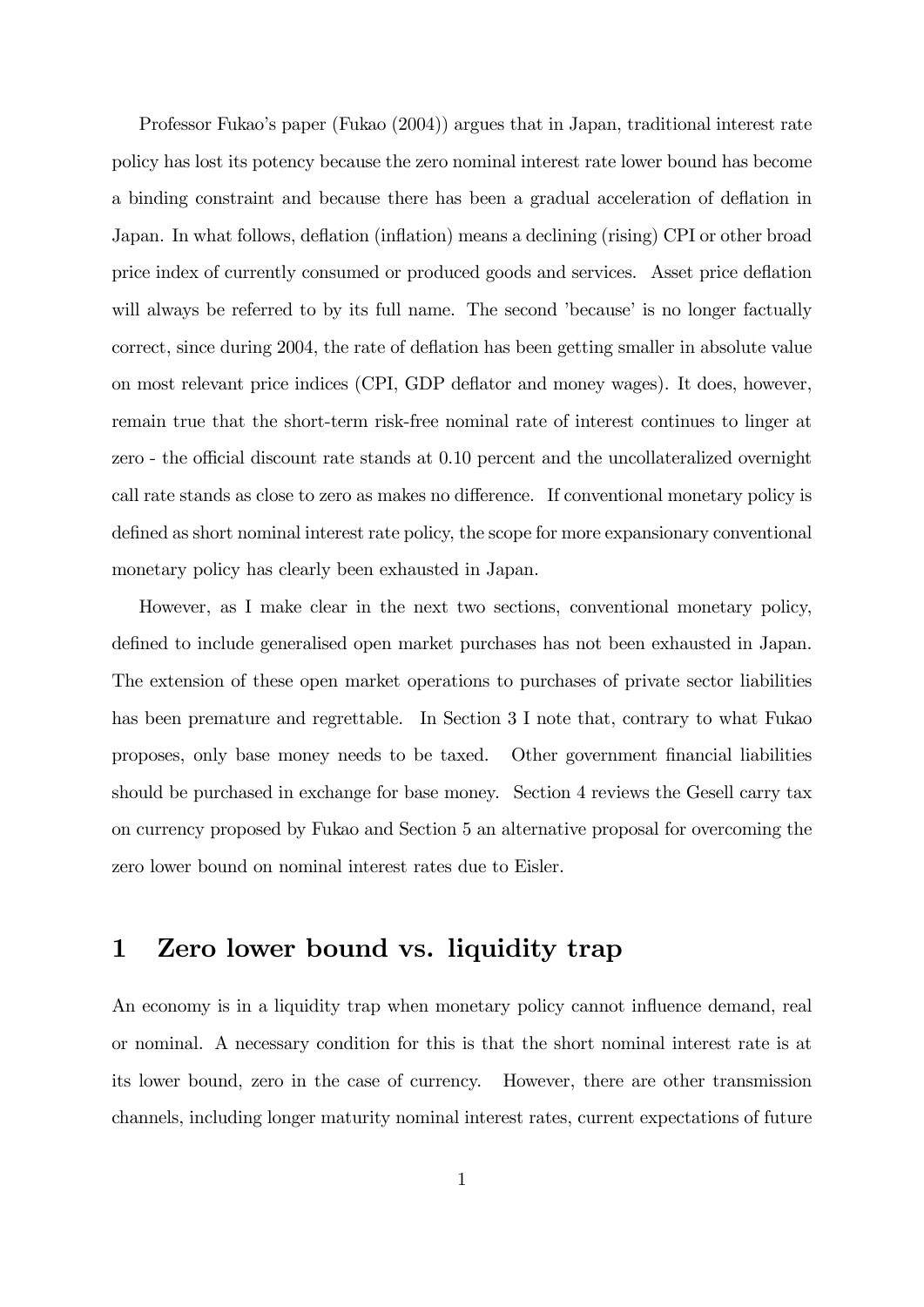Professor Fukao's paper (Fukao (2004)) argues that in Japan, traditional interest rate policy has lost its potency because the zero nominal interest rate lower bound has become a binding constraint and because there has been a gradual acceleration of deflation in Japan. In what follows, deflation (inflation) means a declining (rising) CPI or other broad price index of currently consumed or produced goods and services. Asset price deflation will always be referred to by its full name. The second 'because' is no longer factually correct, since during 2004, the rate of deflation has been getting smaller in absolute value on most relevant price indices (CPI, GDP deflator and money wages). It does, however, remain true that the short-term risk-free nominal rate of interest continues to linger at zero - the official discount rate stands at 0.10 percent and the uncollateralized overnight call rate stands as close to zero as makes no difference. If conventional monetary policy is defined as short nominal interest rate policy, the scope for more expansionary conventional monetary policy has clearly been exhausted in Japan.

However, as I make clear in the next two sections, conventional monetary policy, defined to include generalised open market purchases has not been exhausted in Japan. The extension of these open market operations to purchases of private sector liabilities has been premature and regrettable. In Section 3 I note that, contrary to what Fukao proposes, only base money needs to be taxed. Other government financial liabilities should be purchased in exchange for base money. Section 4 reviews the Gesell carry tax on currency proposed by Fukao and Section 5 an alternative proposal for overcoming the zero lower bound on nominal interest rates due to Eisler.

# 1 Zero lower bound vs. liquidity trap

An economy is in a liquidity trap when monetary policy cannot influence demand, real or nominal. A necessary condition for this is that the short nominal interest rate is at its lower bound, zero in the case of currency. However, there are other transmission channels, including longer maturity nominal interest rates, current expectations of future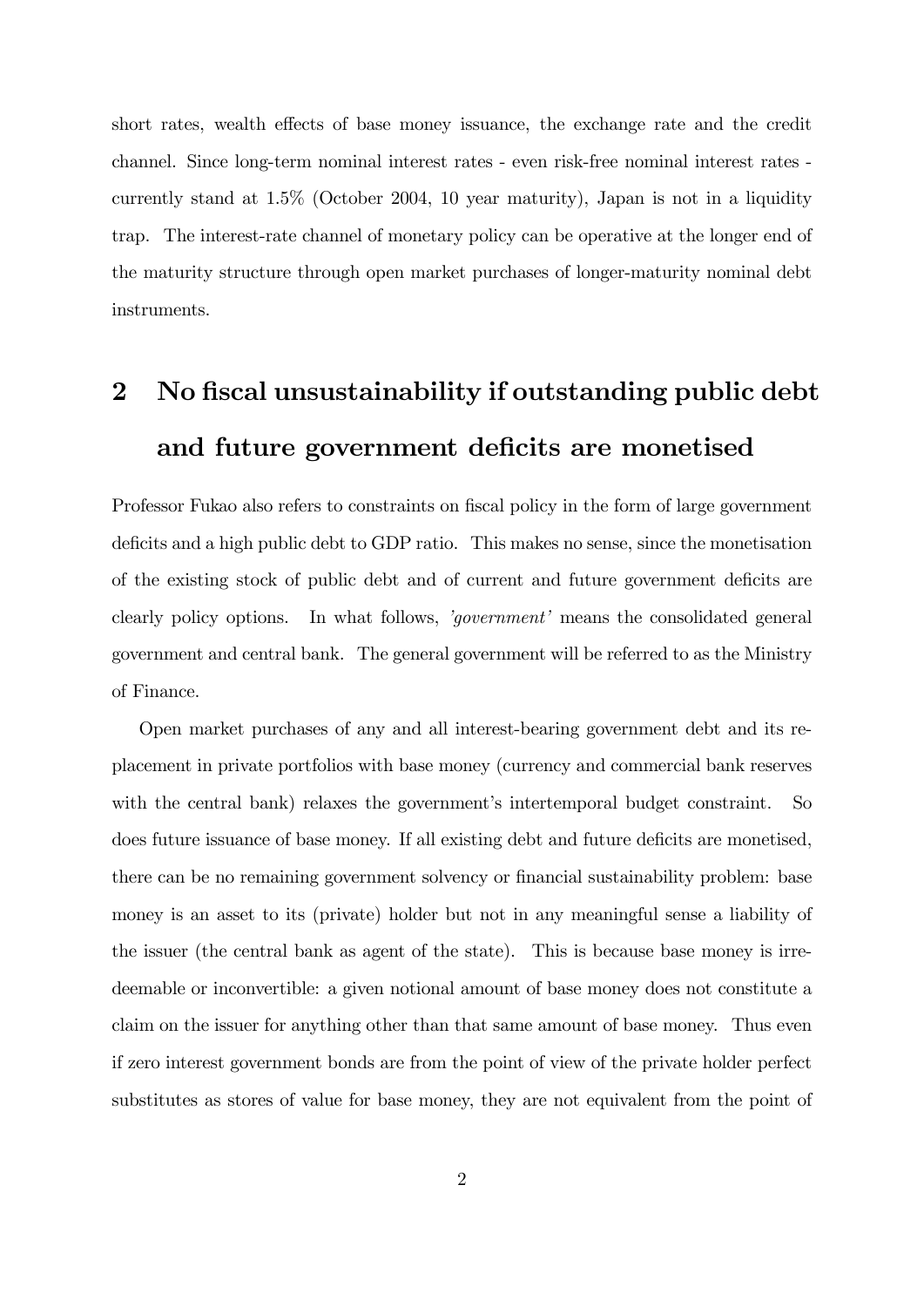short rates, wealth effects of base money issuance, the exchange rate and the credit channel. Since long-term nominal interest rates - even risk-free nominal interest rates - currently stand at 1.5% (October 2004, 10 year maturity), Japan is not in a liquidity trap. The interest-rate channel of monetary policy can be operative at the longer end of the maturity structure through open market purchases of longer-maturity nominal debt instruments.

## 2 No fiscal unsustainability if outstanding public debt and future government deficits are monetised

Professor Fukao also refers to constraints on fiscal policy in the form of large government deficits and a high public debt to GDP ratio. This makes no sense, since the monetisation of the existing stock of public debt and of current and future government deficits are clearly policy options. In what follows, *'government'* means the consolidated general government and central bank. The general government will be referred to as the Ministry of Finance.

Open market purchases of any and all interest-bearing government debt and its replacement in private portfolios with base money (currency and commercial bank reserves with the central bank) relaxes the government's intertemporal budget constraint. So does future issuance of base money. If all existing debt and future deficits are monetised, there can be no remaining government solvency or financial sustainability problem: base money is an asset to its (private) holder but not in any meaningful sense a liability of the issuer (the central bank as agent of the state). This is because base money is irredeemable or inconvertible: a given notional amount of base money does not constitute a claim on the issuer for anything other than that same amount of base money. Thus even if zero interest government bonds are from the point of view of the private holder perfect substitutes as stores of value for base money, they are not equivalent from the point of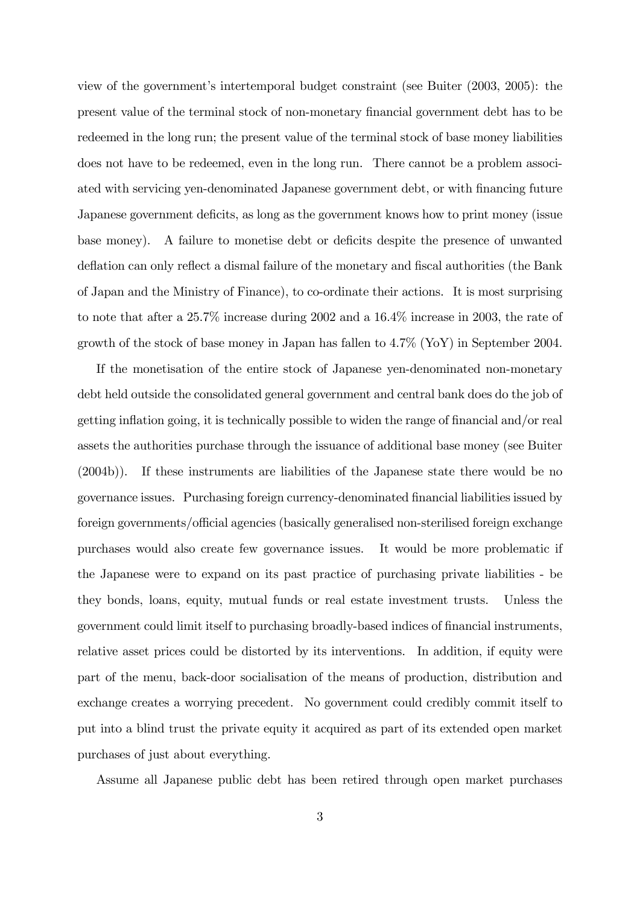view of the government's intertemporal budget constraint (see Buiter (2003, 2005): the present value of the terminal stock of non-monetary financial government debt has to be redeemed in the long run; the present value of the terminal stock of base money liabilities does not have to be redeemed, even in the long run. There cannot be a problem associated with servicing yen-denominated Japanese government debt, or with financing future Japanese government deficits, as long as the government knows how to print money (issue base money). A failure to monetise debt or deficits despite the presence of unwanted deflation can only reflect a dismal failure of the monetary and fiscal authorities (the Bank of Japan and the Ministry of Finance), to co-ordinate their actions. It is most surprising to note that after a 25.7% increase during 2002 and a 16.4% increase in 2003, the rate of growth of the stock of base money in Japan has fallen to 4.7% (YoY) in September 2004.

If the monetisation of the entire stock of Japanese yen-denominated non-monetary debt held outside the consolidated general government and central bank does do the job of getting inflation going, it is technically possible to widen the range of financial and/or real assets the authorities purchase through the issuance of additional base money (see Buiter (2004b)). If these instruments are liabilities of the Japanese state there would be no governance issues. Purchasing foreign currency-denominated financial liabilities issued by foreign governments/official agencies (basically generalised non-sterilised foreign exchange purchases would also create few governance issues. It would be more problematic if the Japanese were to expand on its past practice of purchasing private liabilities - be they bonds, loans, equity, mutual funds or real estate investment trusts. Unless the government could limit itself to purchasing broadly-based indices of financial instruments, relative asset prices could be distorted by its interventions. In addition, if equity were part of the menu, back-door socialisation of the means of production, distribution and exchange creates a worrying precedent. No government could credibly commit itself to put into a blind trust the private equity it acquired as part of its extended open market purchases of just about everything.

Assume all Japanese public debt has been retired through open market purchases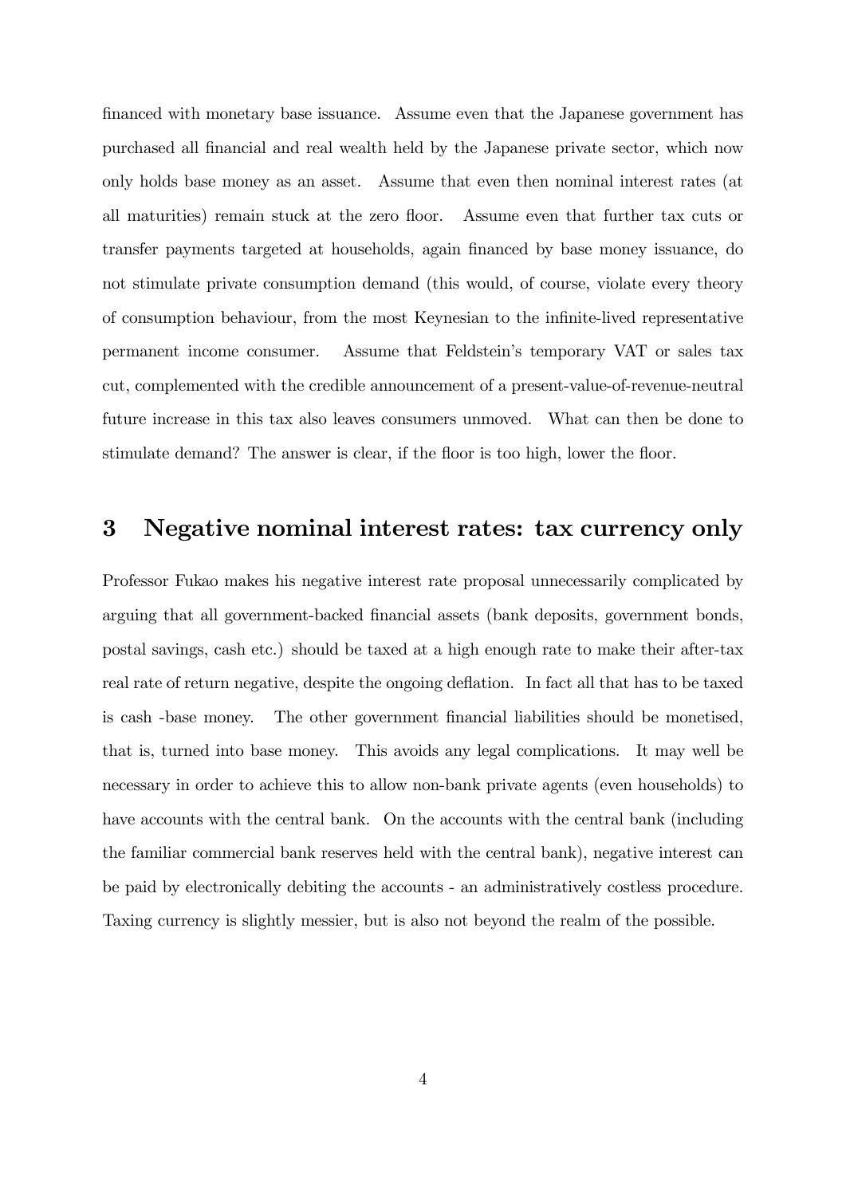financed with monetary base issuance. Assume even that the Japanese government has purchased all financial and real wealth held by the Japanese private sector, which now only holds base money as an asset. Assume that even then nominal interest rates (at all maturities) remain stuck at the zero floor. Assume even that further tax cuts or transfer payments targeted at households, again financed by base money issuance, do not stimulate private consumption demand (this would, of course, violate every theory of consumption behaviour, from the most Keynesian to the infinite-lived representative permanent income consumer. Assume that Feldstein's temporary VAT or sales tax cut, complemented with the credible announcement of a present-value-of-revenue-neutral future increase in this tax also leaves consumers unmoved. What can then be done to stimulate demand? The answer is clear, if the floor is too high, lower the floor.

## 3 Negative nominal interest rates: tax currency only

Professor Fukao makes his negative interest rate proposal unnecessarily complicated by arguing that all government-backed financial assets (bank deposits, government bonds, postal savings, cash etc.) should be taxed at a high enough rate to make their after-tax real rate of return negative, despite the ongoing deflation. In fact all that has to be taxed is cash -base money. The other government financial liabilities should be monetised, that is, turned into base money. This avoids any legal complications. It may well be necessary in order to achieve this to allow non-bank private agents (even households) to have accounts with the central bank. On the accounts with the central bank (including the familiar commercial bank reserves held with the central bank), negative interest can be paid by electronically debiting the accounts - an administratively costless procedure. Taxing currency is slightly messier, but is also not beyond the realm of the possible.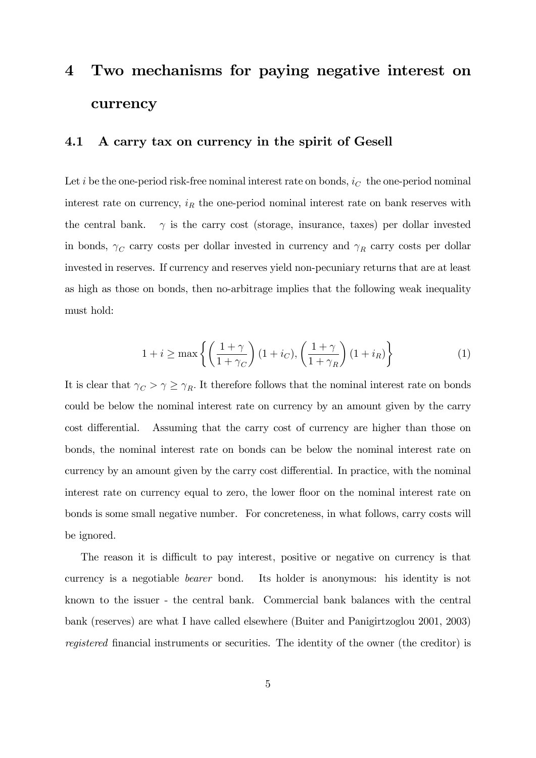# 4 Two mechanisms for paying negative interest on currency

## 4.1 A carry tax on currency in the spirit of Gesell

Let $i$ be the one-period risk-free nominal interest rate on bonds, $i_C$ the one-period nominal interest rate on currency, $i_R$ the one-period nominal interest rate on bank reserves with the central bank. $\gamma$ is the carry cost (storage, insurance, taxes) per dollar invested in bonds, $\gamma_C$ carry costs per dollar invested in currency and $\gamma_R$ carry costs per dollar invested in reserves. If currency and reserves yield non-pecuniary returns that are at least as high as those on bonds, then no-arbitrage implies that the following weak inequality must hold:

$$1 + i \geq \max\left\{ \left(\frac{1+\gamma}{1+\gamma_C}\right)(1+i_C), \left(\frac{1+\gamma}{1+\gamma_R}\right)(1+i_R) \right\} \tag{1}$$

It is clear that $\gamma_C > \gamma \geq \gamma_R$. It therefore follows that the nominal interest rate on bonds could be below the nominal interest rate on currency by an amount given by the carry cost differential. Assuming that the carry cost of currency are higher than those on bonds, the nominal interest rate on bonds can be below the nominal interest rate on currency by an amount given by the carry cost differential. In practice, with the nominal interest rate on currency equal to zero, the lower floor on the nominal interest rate on bonds is some small negative number. For concreteness, in what follows, carry costs will be ignored.

The reason it is difficult to pay interest, positive or negative on currency is that currency is a negotiable *bearer* bond. Its holder is anonymous: his identity is not known to the issuer - the central bank. Commercial bank balances with the central bank (reserves) are what I have called elsewhere (Buiter and Panigirtzoglou 2001, 2003) *registered* financial instruments or securities. The identity of the owner (the creditor) is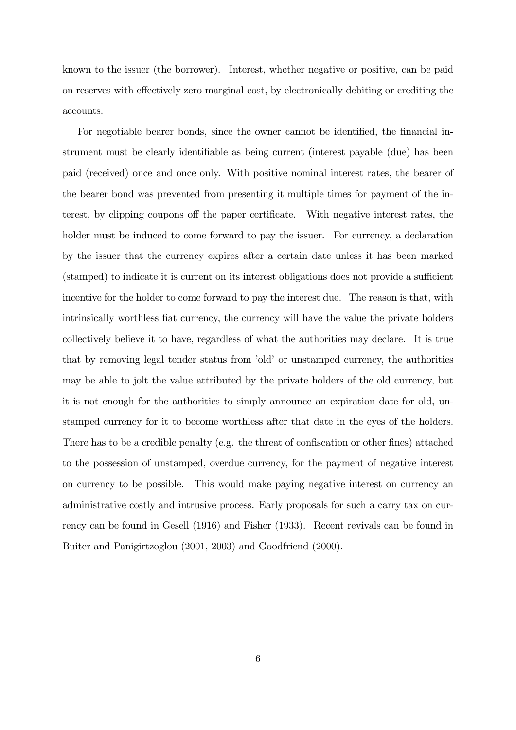known to the issuer (the borrower). Interest, whether negative or positive, can be paid on reserves with effectively zero marginal cost, by electronically debiting or crediting the accounts.

For negotiable bearer bonds, since the owner cannot be identified, the financial instrument must be clearly identifiable as being current (interest payable (due) has been paid (received) once and once only. With positive nominal interest rates, the bearer of the bearer bond was prevented from presenting it multiple times for payment of the interest, by clipping coupons off the paper certificate. With negative interest rates, the holder must be induced to come forward to pay the issuer. For currency, a declaration by the issuer that the currency expires after a certain date unless it has been marked (stamped) to indicate it is current on its interest obligations does not provide a sufficient incentive for the holder to come forward to pay the interest due. The reason is that, with intrinsically worthless fiat currency, the currency will have the value the private holders collectively believe it to have, regardless of what the authorities may declare. It is true that by removing legal tender status from 'old' or unstamped currency, the authorities may be able to jolt the value attributed by the private holders of the old currency, but it is not enough for the authorities to simply announce an expiration date for old, unstamped currency for it to become worthless after that date in the eyes of the holders. There has to be a credible penalty (e.g. the threat of confiscation or other fines) attached to the possession of unstamped, overdue currency, for the payment of negative interest on currency to be possible. This would make paying negative interest on currency an administrative costly and intrusive process. Early proposals for such a carry tax on currency can be found in Gesell (1916) and Fisher (1933). Recent revivals can be found in Buiter and Panigirtzoglou (2001, 2003) and Goodfriend (2000).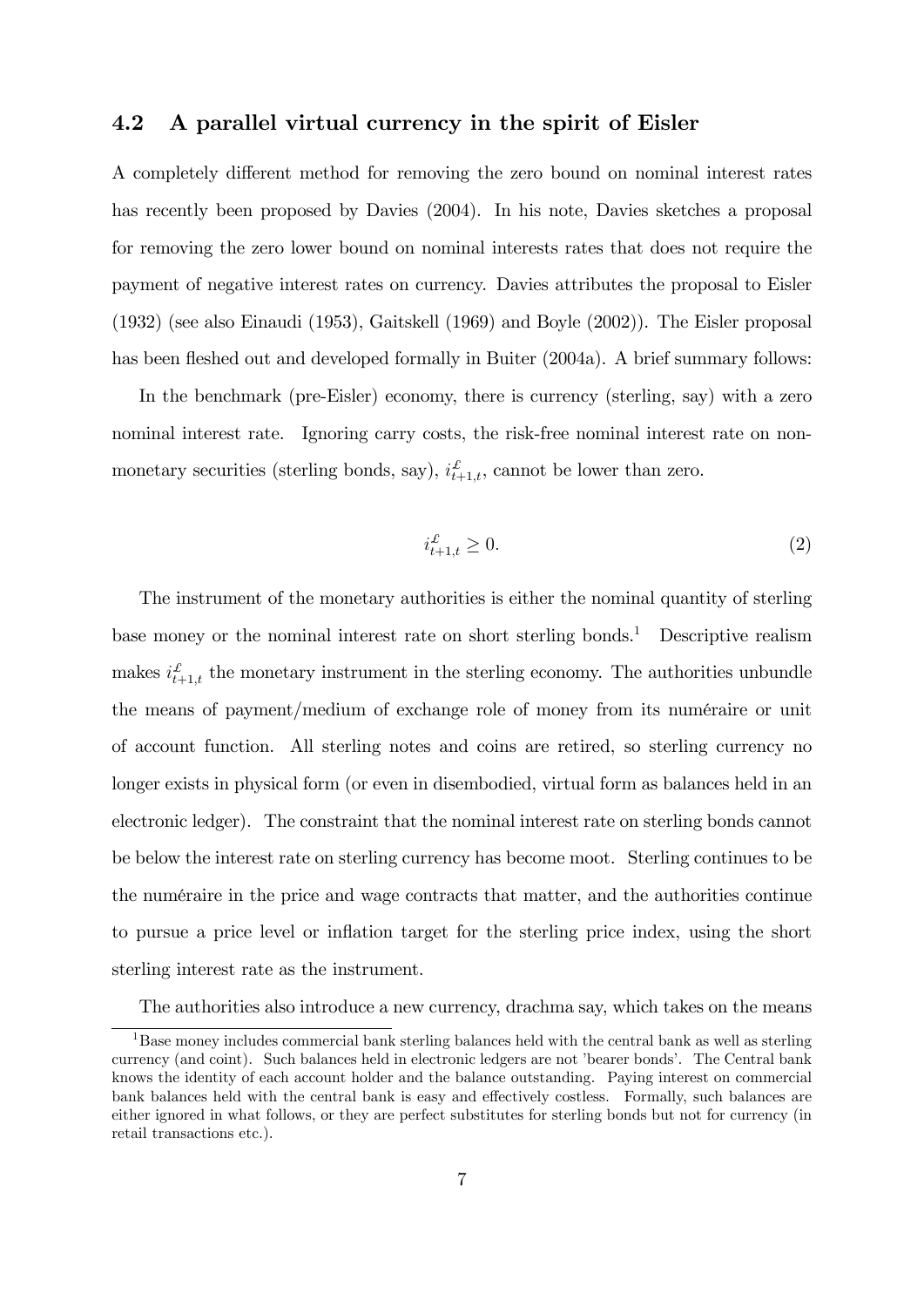### 4.2 A parallel virtual currency in the spirit of Eisler

A completely different method for removing the zero bound on nominal interest rates has recently been proposed by Davies (2004). In his note, Davies sketches a proposal for removing the zero lower bound on nominal interests rates that does not require the payment of negative interest rates on currency. Davies attributes the proposal to Eisler (1932) (see also Einaudi (1953), Gaitskell (1969) and Boyle (2002)). The Eisler proposal has been fleshed out and developed formally in Buiter (2004a). A brief summary follows:

In the benchmark (pre-Eisler) economy, there is currency (sterling, say) with a zero nominal interest rate. Ignoring carry costs, the risk-free nominal interest rate on non-monetary securities (sterling bonds, say), $i^{£}_{t+1,t}$, cannot be lower than zero.

$$i^{£}_{t+1,t} \geq 0. \tag{2}$$

The instrument of the monetary authorities is either the nominal quantity of sterling base money or the nominal interest rate on short sterling bonds.[1] Descriptive realism makes $i^{£}_{t+1,t}$ the monetary instrument in the sterling economy. The authorities unbundle the means of payment/medium of exchange role of money from its numéraire or unit of account function. All sterling notes and coins are retired, so sterling currency no longer exists in physical form (or even in disembodied, virtual form as balances held in an electronic ledger). The constraint that the nominal interest rate on sterling bonds cannot be below the interest rate on sterling currency has become moot. Sterling continues to be the numéraire in the price and wage contracts that matter, and the authorities continue to pursue a price level or inflation target for the sterling price index, using the short sterling interest rate as the instrument.

The authorities also introduce a new currency, drachma say, which takes on the means

[1] Base money includes commercial bank sterling balances held with the central bank as well as sterling currency (and coint). Such balances held in electronic ledgers are not 'bearer bonds'. The Central bank knows the identity of each account holder and the balance outstanding. Paying interest on commercial bank balances held with the central bank is easy and effectively costless. Formally, such balances are either ignored in what follows, or they are perfect substitutes for sterling bonds but not for currency (in retail transactions etc.).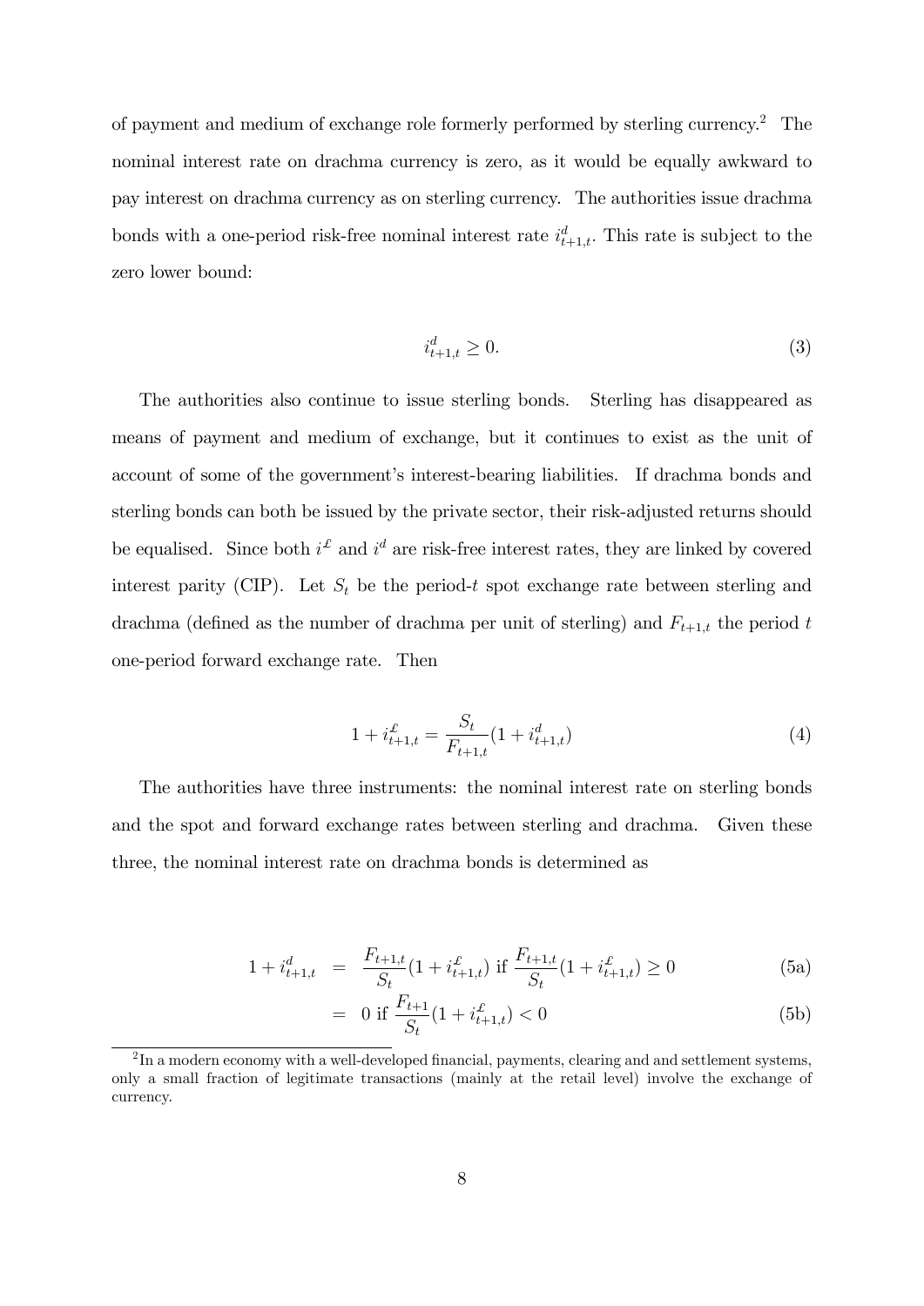of payment and medium of exchange role formerly performed by sterling currency.[2] The nominal interest rate on drachma currency is zero, as it would be equally awkward to pay interest on drachma currency as on sterling currency. The authorities issue drachma bonds with a one-period risk-free nominal interest rate $i^d_{t+1,t}$. This rate is subject to the zero lower bound:

$$i^d_{t+1,t} \geq 0. \tag{3}$$

The authorities also continue to issue sterling bonds. Sterling has disappeared as means of payment and medium of exchange, but it continues to exist as the unit of account of some of the government's interest-bearing liabilities. If drachma bonds and sterling bonds can both be issued by the private sector, their risk-adjusted returns should be equalised. Since both $i^{£}$ and $i^d$ are risk-free interest rates, they are linked by covered interest parity (CIP). Let $S_t$ be the period-$t$ spot exchange rate between sterling and drachma (defined as the number of drachma per unit of sterling) and $F_{t+1,t}$ the period $t$ one-period forward exchange rate. Then

$$1 + i^{£}_{t+1,t} = \frac{S_t}{F_{t+1,t}}(1 + i^d_{t+1,t}) \tag{4}$$

The authorities have three instruments: the nominal interest rate on sterling bonds and the spot and forward exchange rates between sterling and drachma. Given these three, the nominal interest rate on drachma bonds is determined as

$$1 + i^d_{t+1,t} = \frac{F_{t+1,t}}{S_t}(1 + i^{£}_{t+1,t}) \text{ if } \frac{F_{t+1,t}}{S_t}(1 + i^{£}_{t+1,t}) \geq 0 \tag{5a}$$

$$= 0 \text{ if } \frac{F_{t+1}}{S_t}(1 + i^{£}_{t+1,t}) < 0 \tag{5b}$$

[2] In a modern economy with a well-developed financial, payments, clearing and and settlement systems, only a small fraction of legitimate transactions (mainly at the retail level) involve the exchange of currency.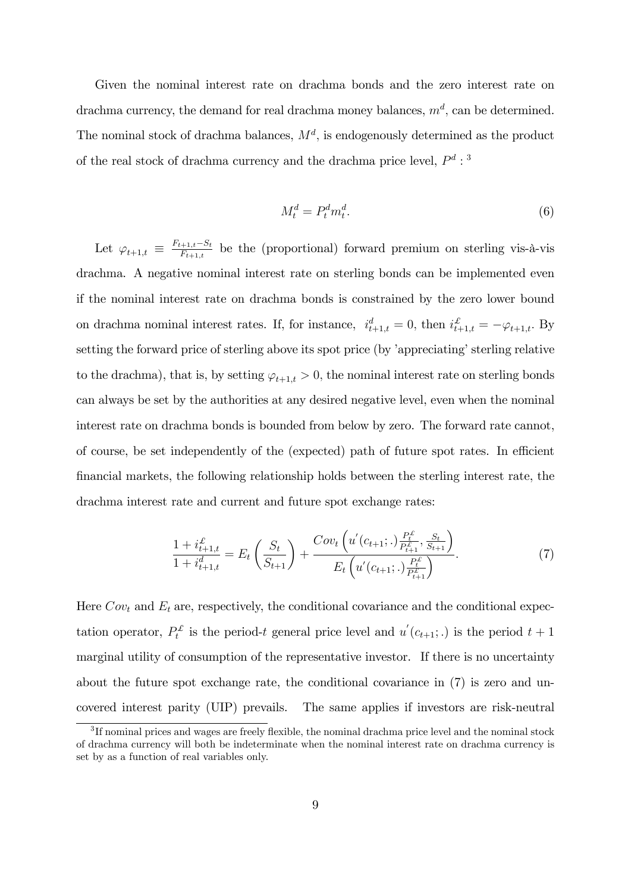Given the nominal interest rate on drachma bonds and the zero interest rate on drachma currency, the demand for real drachma money balances, $m^d$, can be determined. The nominal stock of drachma balances, $M^d$, is endogenously determined as the product of the real stock of drachma currency and the drachma price level, $P^d$ :[3]

$$M_t^d = P_t^d m_t^d. \tag{6}$$

Let $\varphi_{t+1,t} \equiv \frac{F_{t+1,t} - S_t}{F_{t+1,t}}$ be the (proportional) forward premium on sterling vis-à-vis drachma. A negative nominal interest rate on sterling bonds can be implemented even if the nominal interest rate on drachma bonds is constrained by the zero lower bound on drachma nominal interest rates. If, for instance, $i_{t+1,t}^d = 0$, then $i_{t+1,t}^{£} = -\varphi_{t+1,t}$. By setting the forward price of sterling above its spot price (by 'appreciating' sterling relative to the drachma), that is, by setting $\varphi_{t+1,t} > 0$, the nominal interest rate on sterling bonds can always be set by the authorities at any desired negative level, even when the nominal interest rate on drachma bonds is bounded from below by zero. The forward rate cannot, of course, be set independently of the (expected) path of future spot rates. In efficient financial markets, the following relationship holds between the sterling interest rate, the drachma interest rate and current and future spot exchange rates:

$$\frac{1 + i_{t+1,t}^{£}}{1 + i_{t+1,t}^d} = E_t\left(\frac{S_t}{S_{t+1}}\right) + \frac{Cov_t\left(u'(c_{t+1};.)\frac{P_t^{£}}{P_{t+1}^{£}}, \frac{S_t}{S_{t+1}}\right)}{E_t\left(u'(c_{t+1};.)\frac{P_t^{£}}{P_{t+1}^{£}}\right)}. \tag{7}$$

Here $Cov_t$ and $E_t$ are, respectively, the conditional covariance and the conditional expectation operator, $P_t^{£}$ is the period-$t$ general price level and $u'(c_{t+1};.)$ is the period $t+1$ marginal utility of consumption of the representative investor. If there is no uncertainty about the future spot exchange rate, the conditional covariance in (7) is zero and uncovered interest parity (UIP) prevails. The same applies if investors are risk-neutral

[3] If nominal prices and wages are freely flexible, the nominal drachma price level and the nominal stock of drachma currency will both be indeterminate when the nominal interest rate on drachma currency is set by as a function of real variables only.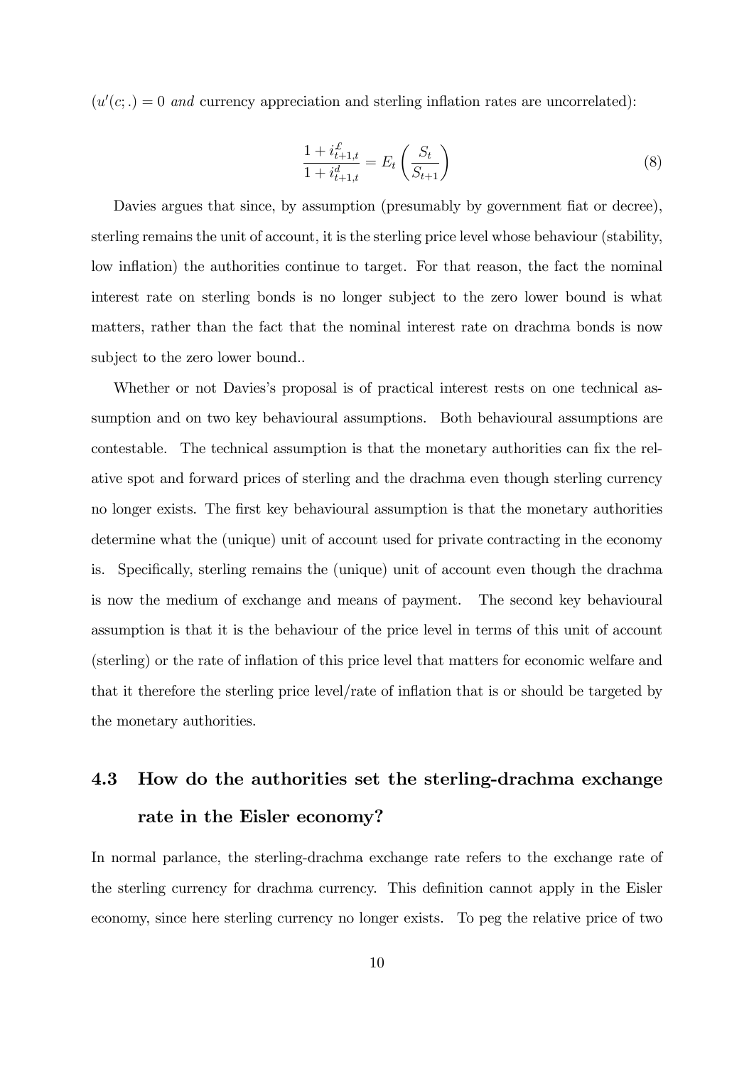$(u'(c;.) = 0$ *and* currency appreciation and sterling inflation rates are uncorrelated):

$$\frac{1 + i^{\pounds}_{t+1,t}}{1 + i^{d}_{t+1,t}} = E_t \left( \frac{S_t}{S_{t+1}} \right) \tag{8}$$

Davies argues that since, by assumption (presumably by government fiat or decree), sterling remains the unit of account, it is the sterling price level whose behaviour (stability, low inflation) the authorities continue to target. For that reason, the fact the nominal interest rate on sterling bonds is no longer subject to the zero lower bound is what matters, rather than the fact that the nominal interest rate on drachma bonds is now subject to the zero lower bound..

Whether or not Davies's proposal is of practical interest rests on one technical assumption and on two key behavioural assumptions. Both behavioural assumptions are contestable. The technical assumption is that the monetary authorities can fix the relative spot and forward prices of sterling and the drachma even though sterling currency no longer exists. The first key behavioural assumption is that the monetary authorities determine what the (unique) unit of account used for private contracting in the economy is. Specifically, sterling remains the (unique) unit of account even though the drachma is now the medium of exchange and means of payment. The second key behavioural assumption is that it is the behaviour of the price level in terms of this unit of account (sterling) or the rate of inflation of this price level that matters for economic welfare and that it therefore the sterling price level/rate of inflation that is or should be targeted by the monetary authorities.

## 4.3 How do the authorities set the sterling-drachma exchange rate in the Eisler economy?

In normal parlance, the sterling-drachma exchange rate refers to the exchange rate of the sterling currency for drachma currency. This definition cannot apply in the Eisler economy, since here sterling currency no longer exists. To peg the relative price of two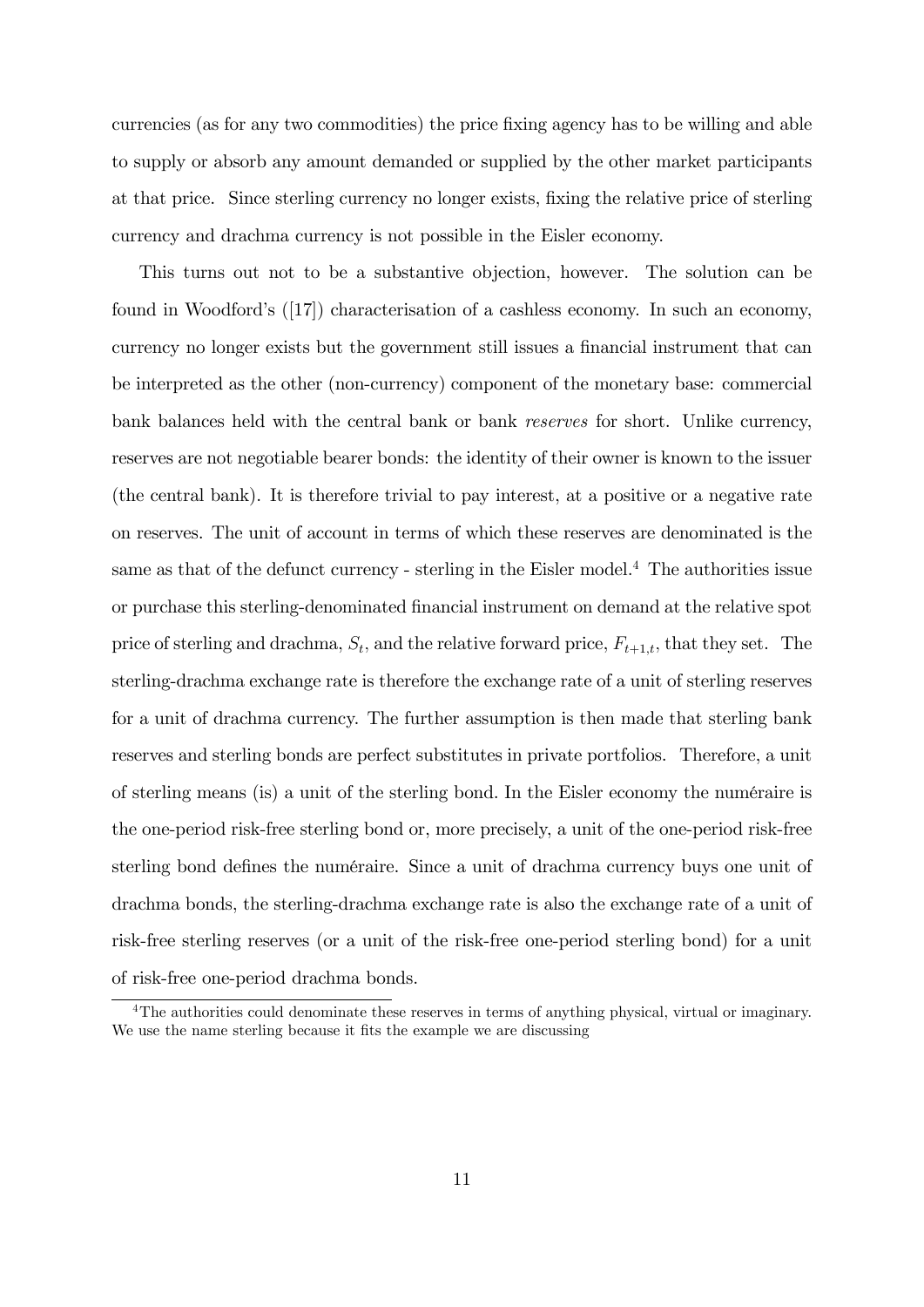currencies (as for any two commodities) the price fixing agency has to be willing and able to supply or absorb any amount demanded or supplied by the other market participants at that price. Since sterling currency no longer exists, fixing the relative price of sterling currency and drachma currency is not possible in the Eisler economy.

This turns out not to be a substantive objection, however. The solution can be found in Woodford's ([17]) characterisation of a cashless economy. In such an economy, currency no longer exists but the government still issues a financial instrument that can be interpreted as the other (non-currency) component of the monetary base: commercial bank balances held with the central bank or bank *reserves* for short. Unlike currency, reserves are not negotiable bearer bonds: the identity of their owner is known to the issuer (the central bank). It is therefore trivial to pay interest, at a positive or a negative rate on reserves. The unit of account in terms of which these reserves are denominated is the same as that of the defunct currency - sterling in the Eisler model.[4] The authorities issue or purchase this sterling-denominated financial instrument on demand at the relative spot price of sterling and drachma, $S_t$, and the relative forward price, $F_{t+1,t}$, that they set. The sterling-drachma exchange rate is therefore the exchange rate of a unit of sterling reserves for a unit of drachma currency. The further assumption is then made that sterling bank reserves and sterling bonds are perfect substitutes in private portfolios. Therefore, a unit of sterling means (is) a unit of the sterling bond. In the Eisler economy the numéraire is the one-period risk-free sterling bond or, more precisely, a unit of the one-period risk-free sterling bond defines the numéraire. Since a unit of drachma currency buys one unit of drachma bonds, the sterling-drachma exchange rate is also the exchange rate of a unit of risk-free sterling reserves (or a unit of the risk-free one-period sterling bond) for a unit of risk-free one-period drachma bonds.

[4] The authorities could denominate these reserves in terms of anything physical, virtual or imaginary. We use the name sterling because it fits the example we are discussing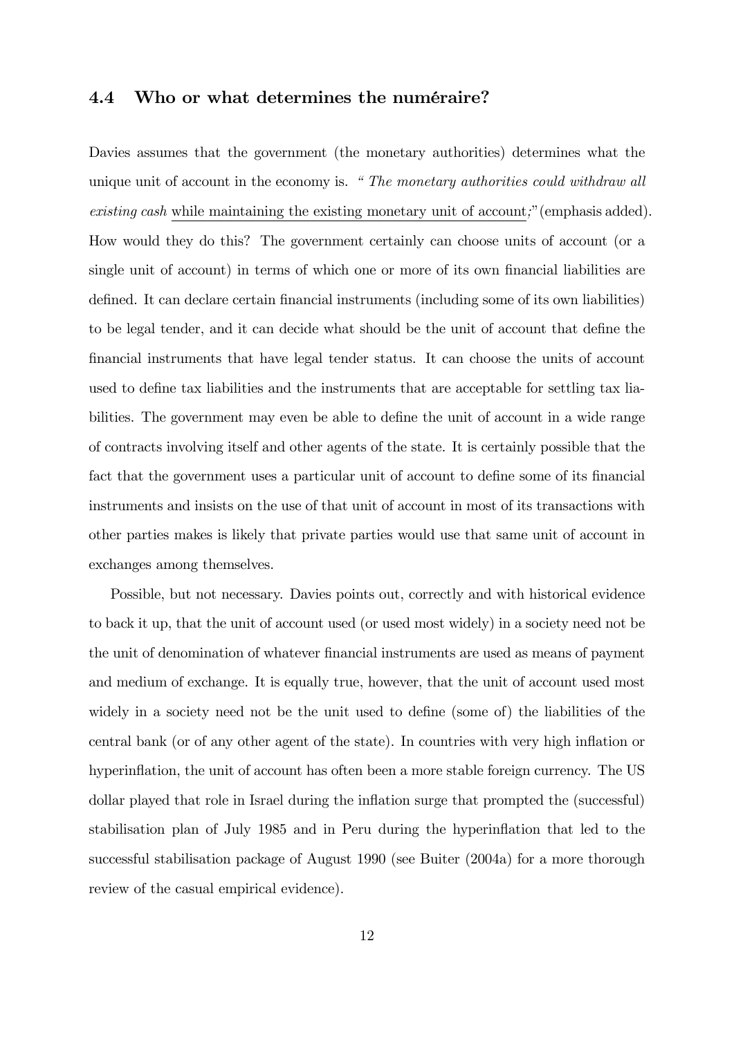### 4.4 Who or what determines the numéraire?

Davies assumes that the government (the monetary authorities) determines what the unique unit of account in the economy is. *" The monetary authorities could withdraw all existing cash* <u>while maintaining the existing monetary unit of account</u>;"(emphasis added). How would they do this? The government certainly can choose units of account (or a single unit of account) in terms of which one or more of its own financial liabilities are defined. It can declare certain financial instruments (including some of its own liabilities) to be legal tender, and it can decide what should be the unit of account that define the financial instruments that have legal tender status. It can choose the units of account used to define tax liabilities and the instruments that are acceptable for settling tax liabilities. The government may even be able to define the unit of account in a wide range of contracts involving itself and other agents of the state. It is certainly possible that the fact that the government uses a particular unit of account to define some of its financial instruments and insists on the use of that unit of account in most of its transactions with other parties makes is likely that private parties would use that same unit of account in exchanges among themselves.

Possible, but not necessary. Davies points out, correctly and with historical evidence to back it up, that the unit of account used (or used most widely) in a society need not be the unit of denomination of whatever financial instruments are used as means of payment and medium of exchange. It is equally true, however, that the unit of account used most widely in a society need not be the unit used to define (some of) the liabilities of the central bank (or of any other agent of the state). In countries with very high inflation or hyperinflation, the unit of account has often been a more stable foreign currency. The US dollar played that role in Israel during the inflation surge that prompted the (successful) stabilisation plan of July 1985 and in Peru during the hyperinflation that led to the successful stabilisation package of August 1990 (see Buiter (2004a) for a more thorough review of the casual empirical evidence).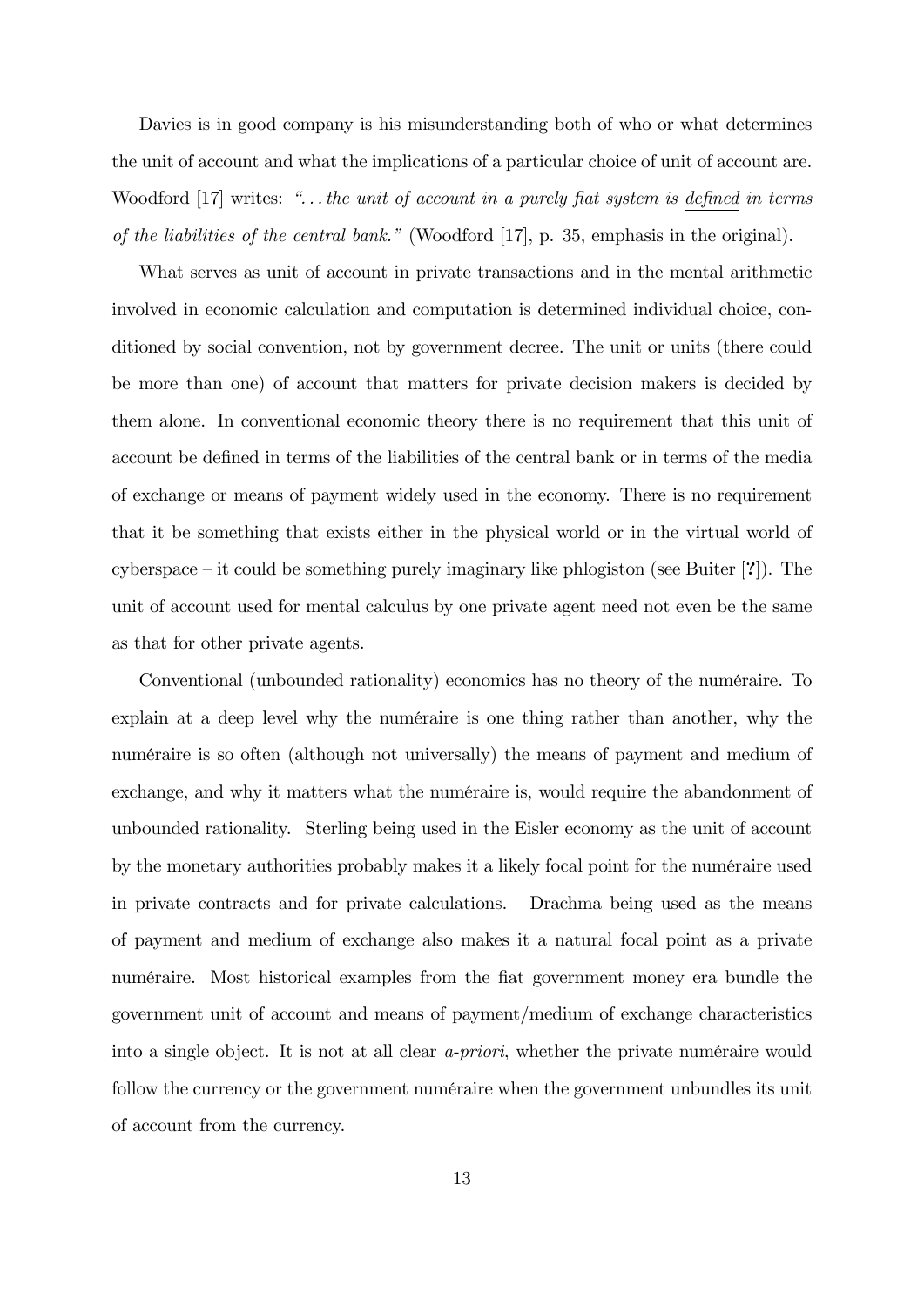Davies is in good company is his misunderstanding both of who or what determines the unit of account and what the implications of a particular choice of unit of account are. Woodford [17] writes: *"...the unit of account in a purely fiat system is <u>defined</u> in terms of the liabilities of the central bank."* (Woodford [17], p. 35, emphasis in the original).

What serves as unit of account in private transactions and in the mental arithmetic involved in economic calculation and computation is determined individual choice, conditioned by social convention, not by government decree. The unit or units (there could be more than one) of account that matters for private decision makers is decided by them alone. In conventional economic theory there is no requirement that this unit of account be defined in terms of the liabilities of the central bank or in terms of the media of exchange or means of payment widely used in the economy. There is no requirement that it be something that exists either in the physical world or in the virtual world of cyberspace – it could be something purely imaginary like phlogiston (see Buiter [**?**]). The unit of account used for mental calculus by one private agent need not even be the same as that for other private agents.

Conventional (unbounded rationality) economics has no theory of the numéraire. To explain at a deep level why the numéraire is one thing rather than another, why the numéraire is so often (although not universally) the means of payment and medium of exchange, and why it matters what the numéraire is, would require the abandonment of unbounded rationality. Sterling being used in the Eisler economy as the unit of account by the monetary authorities probably makes it a likely focal point for the numéraire used in private contracts and for private calculations. Drachma being used as the means of payment and medium of exchange also makes it a natural focal point as a private numéraire. Most historical examples from the fiat government money era bundle the government unit of account and means of payment/medium of exchange characteristics into a single object. It is not at all clear *a-priori*, whether the private numéraire would follow the currency or the government numéraire when the government unbundles its unit of account from the currency.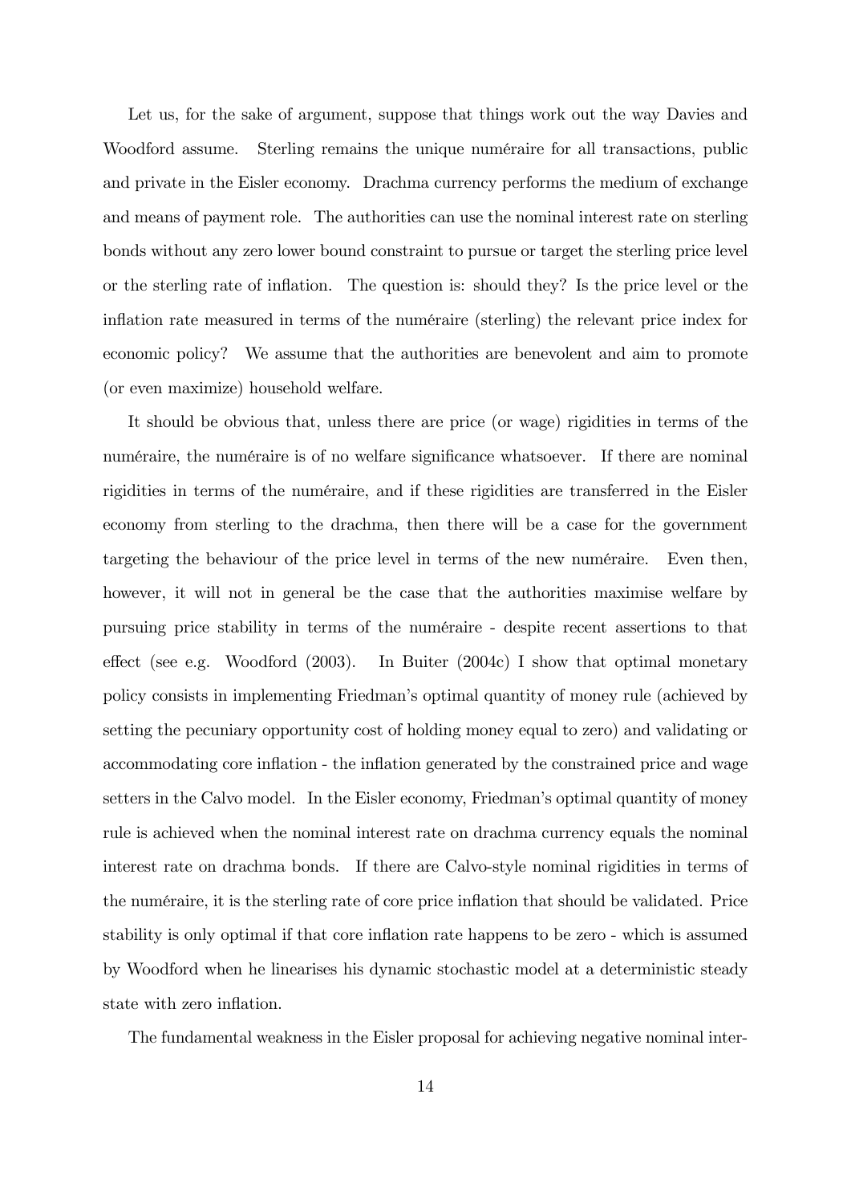Let us, for the sake of argument, suppose that things work out the way Davies and Woodford assume. Sterling remains the unique numéraire for all transactions, public and private in the Eisler economy. Drachma currency performs the medium of exchange and means of payment role. The authorities can use the nominal interest rate on sterling bonds without any zero lower bound constraint to pursue or target the sterling price level or the sterling rate of inflation. The question is: should they? Is the price level or the inflation rate measured in terms of the numéraire (sterling) the relevant price index for economic policy? We assume that the authorities are benevolent and aim to promote (or even maximize) household welfare.

It should be obvious that, unless there are price (or wage) rigidities in terms of the numéraire, the numéraire is of no welfare significance whatsoever. If there are nominal rigidities in terms of the numéraire, and if these rigidities are transferred in the Eisler economy from sterling to the drachma, then there will be a case for the government targeting the behaviour of the price level in terms of the new numéraire. Even then, however, it will not in general be the case that the authorities maximise welfare by pursuing price stability in terms of the numéraire - despite recent assertions to that effect (see e.g. Woodford (2003). In Buiter (2004c) I show that optimal monetary policy consists in implementing Friedman's optimal quantity of money rule (achieved by setting the pecuniary opportunity cost of holding money equal to zero) and validating or accommodating core inflation - the inflation generated by the constrained price and wage setters in the Calvo model. In the Eisler economy, Friedman's optimal quantity of money rule is achieved when the nominal interest rate on drachma currency equals the nominal interest rate on drachma bonds. If there are Calvo-style nominal rigidities in terms of the numéraire, it is the sterling rate of core price inflation that should be validated. Price stability is only optimal if that core inflation rate happens to be zero - which is assumed by Woodford when he linearises his dynamic stochastic model at a deterministic steady state with zero inflation.

The fundamental weakness in the Eisler proposal for achieving negative nominal inter-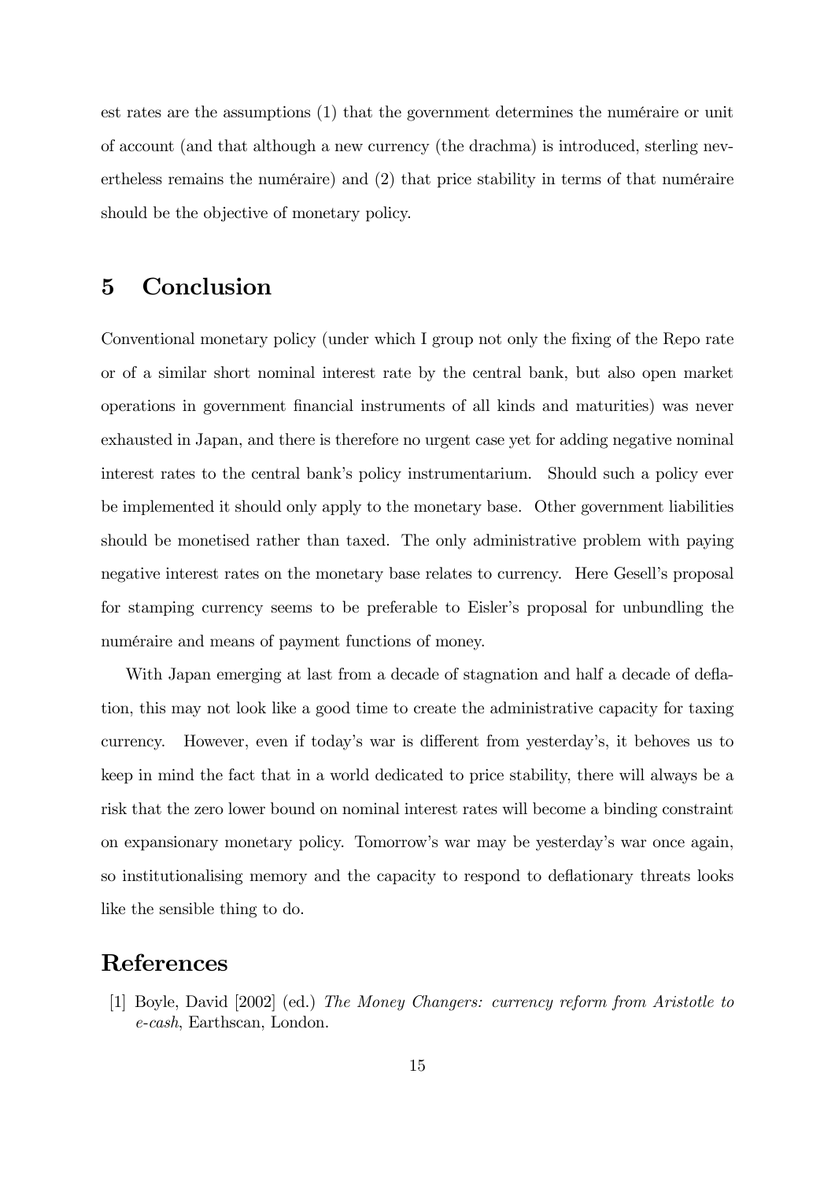est rates are the assumptions (1) that the government determines the numéraire or unit of account (and that although a new currency (the drachma) is introduced, sterling nevertheless remains the numéraire) and (2) that price stability in terms of that numéraire should be the objective of monetary policy.

# 5 Conclusion

Conventional monetary policy (under which I group not only the fixing of the Repo rate or of a similar short nominal interest rate by the central bank, but also open market operations in government financial instruments of all kinds and maturities) was never exhausted in Japan, and there is therefore no urgent case yet for adding negative nominal interest rates to the central bank's policy instrumentarium. Should such a policy ever be implemented it should only apply to the monetary base. Other government liabilities should be monetised rather than taxed. The only administrative problem with paying negative interest rates on the monetary base relates to currency. Here Gesell's proposal for stamping currency seems to be preferable to Eisler's proposal for unbundling the numéraire and means of payment functions of money.

With Japan emerging at last from a decade of stagnation and half a decade of deflation, this may not look like a good time to create the administrative capacity for taxing currency. However, even if today's war is different from yesterday's, it behoves us to keep in mind the fact that in a world dedicated to price stability, there will always be a risk that the zero lower bound on nominal interest rates will become a binding constraint on expansionary monetary policy. Tomorrow's war may be yesterday's war once again, so institutionalising memory and the capacity to respond to deflationary threats looks like the sensible thing to do.

# References

[1] Boyle, David [2002] (ed.) *The Money Changers: currency reform from Aristotle to e-cash*, Earthscan, London.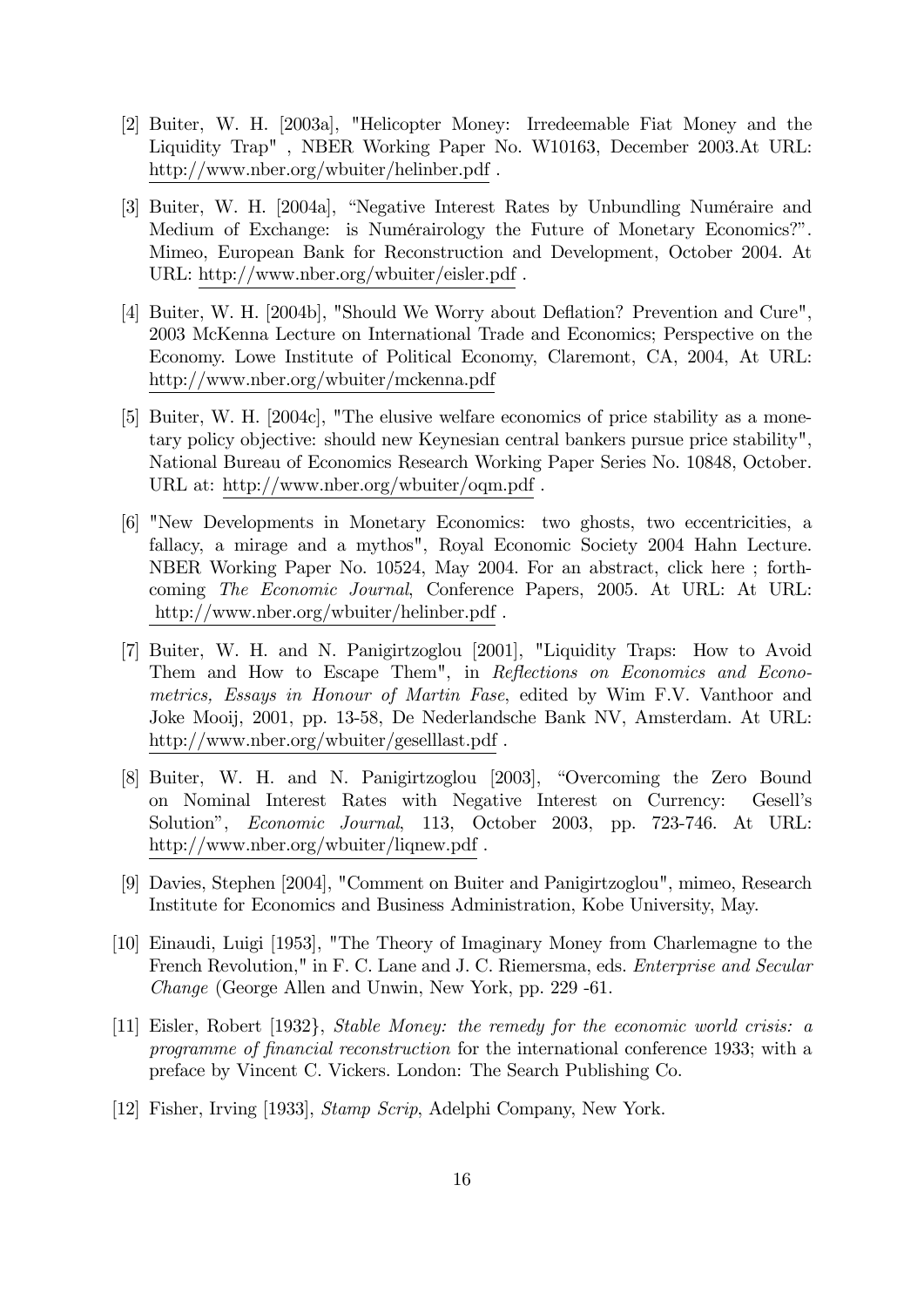[2] Buiter, W. H. [2003a], "Helicopter Money: Irredeemable Fiat Money and the Liquidity Trap" , NBER Working Paper No. W10163, December 2003.At URL: http://www.nber.org/wbuiter/helinber.pdf .

[3] Buiter, W. H. [2004a], "Negative Interest Rates by Unbundling Numéraire and Medium of Exchange: is Numérairology the Future of Monetary Economics?". Mimeo, European Bank for Reconstruction and Development, October 2004. At URL: http://www.nber.org/wbuiter/eisler.pdf .

[4] Buiter, W. H. [2004b], "Should We Worry about Deflation? Prevention and Cure", 2003 McKenna Lecture on International Trade and Economics; Perspective on the Economy. Lowe Institute of Political Economy, Claremont, CA, 2004, At URL: http://www.nber.org/wbuiter/mckenna.pdf

[5] Buiter, W. H. [2004c], "The elusive welfare economics of price stability as a monetary policy objective: should new Keynesian central bankers pursue price stability", National Bureau of Economics Research Working Paper Series No. 10848, October. URL at: http://www.nber.org/wbuiter/oqm.pdf .

[6] "New Developments in Monetary Economics: two ghosts, two eccentricities, a fallacy, a mirage and a mythos", Royal Economic Society 2004 Hahn Lecture. NBER Working Paper No. 10524, May 2004. For an abstract, click here ; forthcoming *The Economic Journal*, Conference Papers, 2005. At URL: At URL: http://www.nber.org/wbuiter/helinber.pdf .

[7] Buiter, W. H. and N. Panigirtzoglou [2001], "Liquidity Traps: How to Avoid Them and How to Escape Them", in *Reflections on Economics and Econometrics, Essays in Honour of Martin Fase*, edited by Wim F.V. Vanthoor and Joke Mooij, 2001, pp. 13-58, De Nederlandsche Bank NV, Amsterdam. At URL: http://www.nber.org/wbuiter/geselllast.pdf .

[8] Buiter, W. H. and N. Panigirtzoglou [2003], "Overcoming the Zero Bound on Nominal Interest Rates with Negative Interest on Currency: Gesell's Solution", *Economic Journal*, 113, October 2003, pp. 723-746. At URL: http://www.nber.org/wbuiter/liqnew.pdf .

[9] Davies, Stephen [2004], "Comment on Buiter and Panigirtzoglou", mimeo, Research Institute for Economics and Business Administration, Kobe University, May.

[10] Einaudi, Luigi [1953], "The Theory of Imaginary Money from Charlemagne to the French Revolution," in F. C. Lane and J. C. Riemersma, eds. *Enterprise and Secular Change* (George Allen and Unwin, New York, pp. 229 -61.

[11] Eisler, Robert [1932}, *Stable Money: the remedy for the economic world crisis: a programme of financial reconstruction* for the international conference 1933; with a preface by Vincent C. Vickers. London: The Search Publishing Co.

[12] Fisher, Irving [1933], *Stamp Scrip*, Adelphi Company, New York.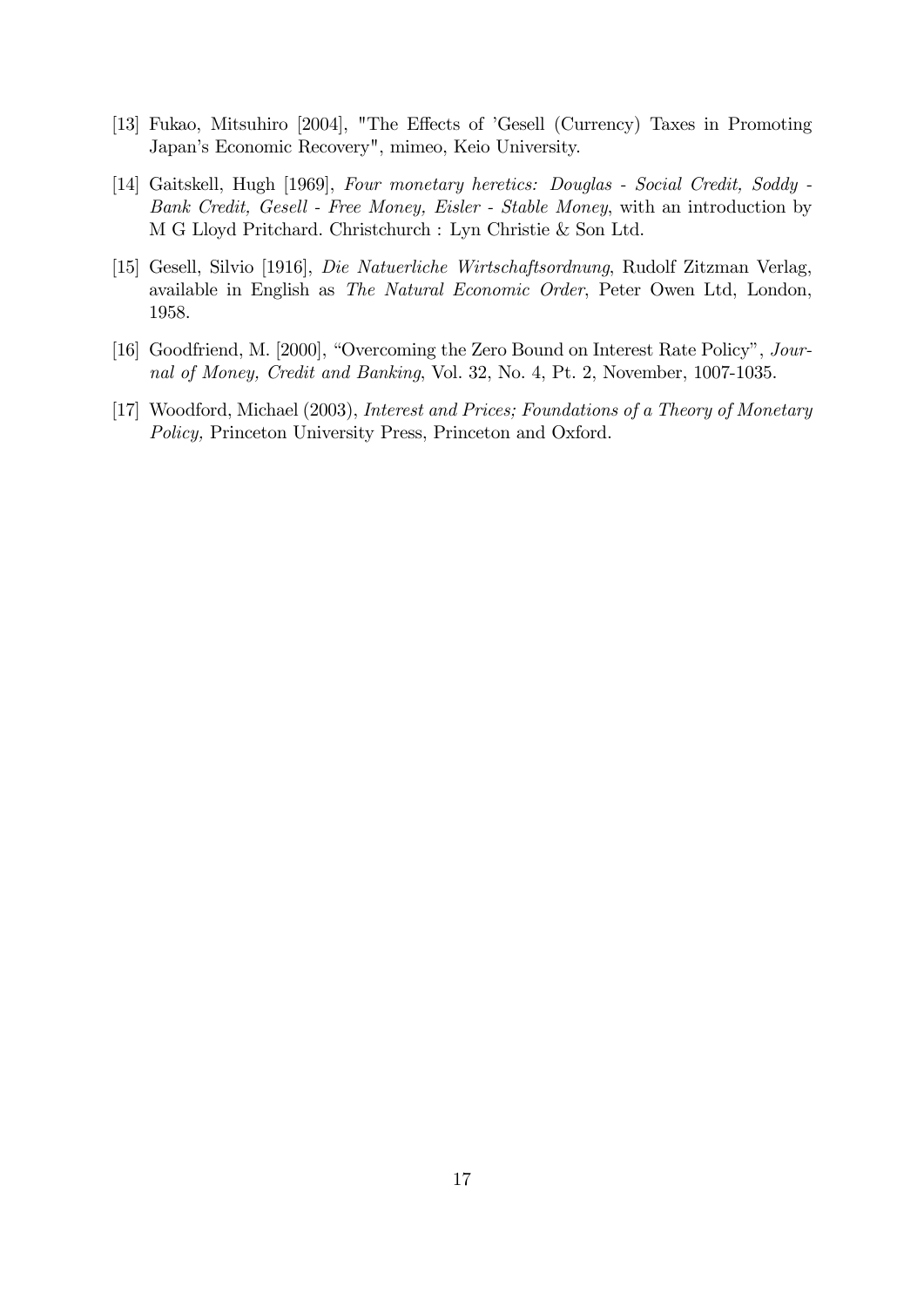[13] Fukao, Mitsuhiro [2004], "The Effects of 'Gesell (Currency) Taxes in Promoting Japan's Economic Recovery", mimeo, Keio University.

[14] Gaitskell, Hugh [1969], *Four monetary heretics: Douglas - Social Credit, Soddy - Bank Credit, Gesell - Free Money, Eisler - Stable Money*, with an introduction by M G Lloyd Pritchard. Christchurch : Lyn Christie & Son Ltd.

[15] Gesell, Silvio [1916], *Die Natuerliche Wirtschaftsordnung*, Rudolf Zitzman Verlag, available in English as *The Natural Economic Order*, Peter Owen Ltd, London, 1958.

[16] Goodfriend, M. [2000], "Overcoming the Zero Bound on Interest Rate Policy", *Journal of Money, Credit and Banking*, Vol. 32, No. 4, Pt. 2, November, 1007-1035.

[17] Woodford, Michael (2003), *Interest and Prices; Foundations of a Theory of Monetary Policy,* Princeton University Press, Princeton and Oxford.